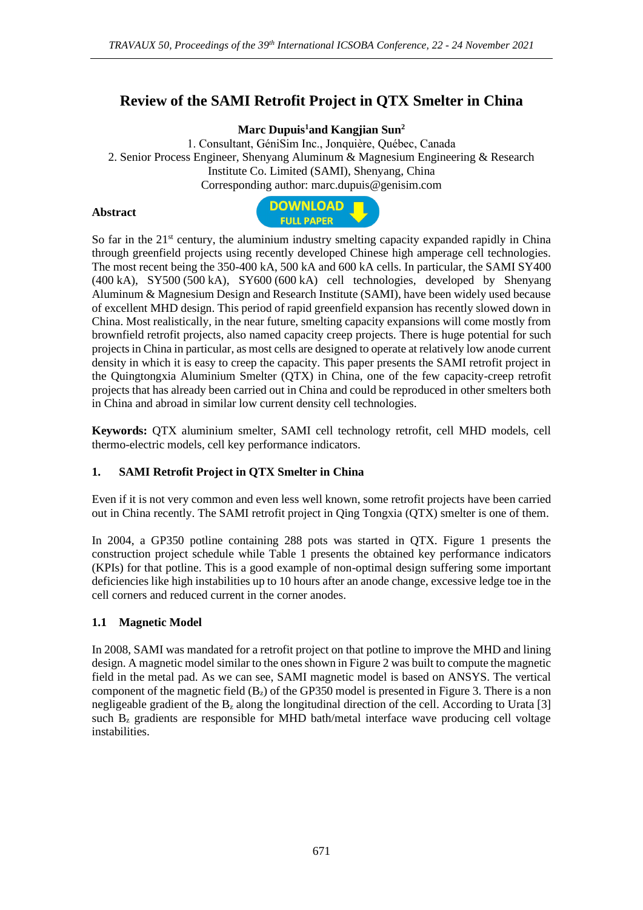# Review of the SAMI Retrofit Project in QTX Smelter in China

**Marc Dupuis[1] and Kangjian Sun[2]**

1. Consultant, GéniSim Inc., Jonquière, Québec, Canada
2. Senior Process Engineer, Shenyang Aluminum & Magnesium Engineering & Research Institute Co. Limited (SAMI), Shenyang, China

Corresponding author: marc.dupuis@genisim.com

**Abstract**

So far in the 21st century, the aluminium industry smelting capacity expanded rapidly in China through greenfield projects using recently developed Chinese high amperage cell technologies. The most recent being the 350-400 kA, 500 kA and 600 kA cells. In particular, the SAMI SY400 (400 kA), SY500 (500 kA), SY600 (600 kA) cell technologies, developed by Shenyang Aluminum & Magnesium Design and Research Institute (SAMI), have been widely used because of excellent MHD design. This period of rapid greenfield expansion has recently slowed down in China. Most realistically, in the near future, smelting capacity expansions will come mostly from brownfield retrofit projects, also named capacity creep projects. There is huge potential for such projects in China in particular, as most cells are designed to operate at relatively low anode current density in which it is easy to creep the capacity. This paper presents the SAMI retrofit project in the Quingtongxia Aluminium Smelter (QTX) in China, one of the few capacity-creep retrofit projects that has already been carried out in China and could be reproduced in other smelters both in China and abroad in similar low current density cell technologies.

**Keywords:** QTX aluminium smelter, SAMI cell technology retrofit, cell MHD models, cell thermo-electric models, cell key performance indicators.

## 1. SAMI Retrofit Project in QTX Smelter in China

Even if it is not very common and even less well known, some retrofit projects have been carried out in China recently. The SAMI retrofit project in Qing Tongxia (QTX) smelter is one of them.

In 2004, a GP350 potline containing 288 pots was started in QTX. Figure 1 presents the construction project schedule while Table 1 presents the obtained key performance indicators (KPIs) for that potline. This is a good example of non-optimal design suffering some important deficiencies like high instabilities up to 10 hours after an anode change, excessive ledge toe in the cell corners and reduced current in the corner anodes.

### 1.1 Magnetic Model

In 2008, SAMI was mandated for a retrofit project on that potline to improve the MHD and lining design. A magnetic model similar to the ones shown in Figure 2 was built to compute the magnetic field in the metal pad. As we can see, SAMI magnetic model is based on ANSYS. The vertical component of the magnetic field ($B_z$) of the GP350 model is presented in Figure 3. There is a non negligeable gradient of the $B_z$ along the longitudinal direction of the cell. According to Urata [3] such $B_z$ gradients are responsible for MHD bath/metal interface wave producing cell voltage instabilities.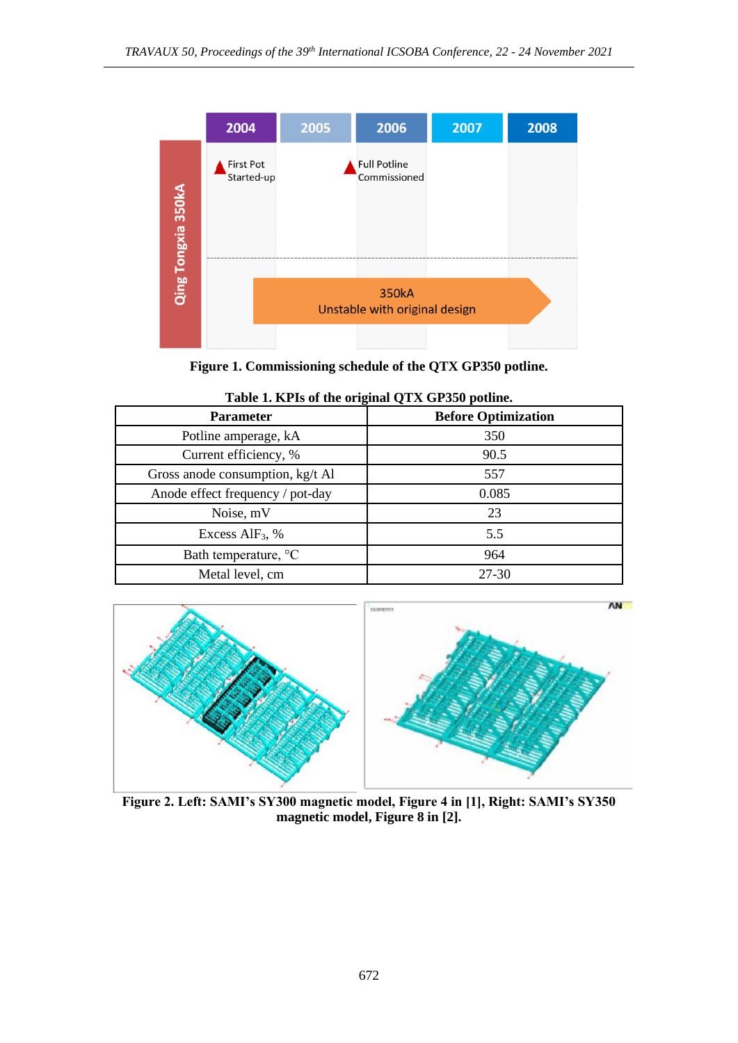Figure 1. Commissioning schedule of the QTX GP350 potline.

**Table 1. KPIs of the original QTX GP350 potline.**

| Parameter | Before Optimization |
|---|---|
| Potline amperage, kA | 350 |
| Current efficiency, % | 90.5 |
| Gross anode consumption, kg/t Al | 557 |
| Anode effect frequency / pot-day | 0.085 |
| Noise, mV | 23 |
| Excess $AlF_3$, % | 5.5 |
| Bath temperature, °C | 964 |
| Metal level, cm | 27-30 |

**Figure 2. Left: SAMI's SY300 magnetic model, Figure 4 in [1], Right: SAMI's SY350 magnetic model, Figure 8 in [2].**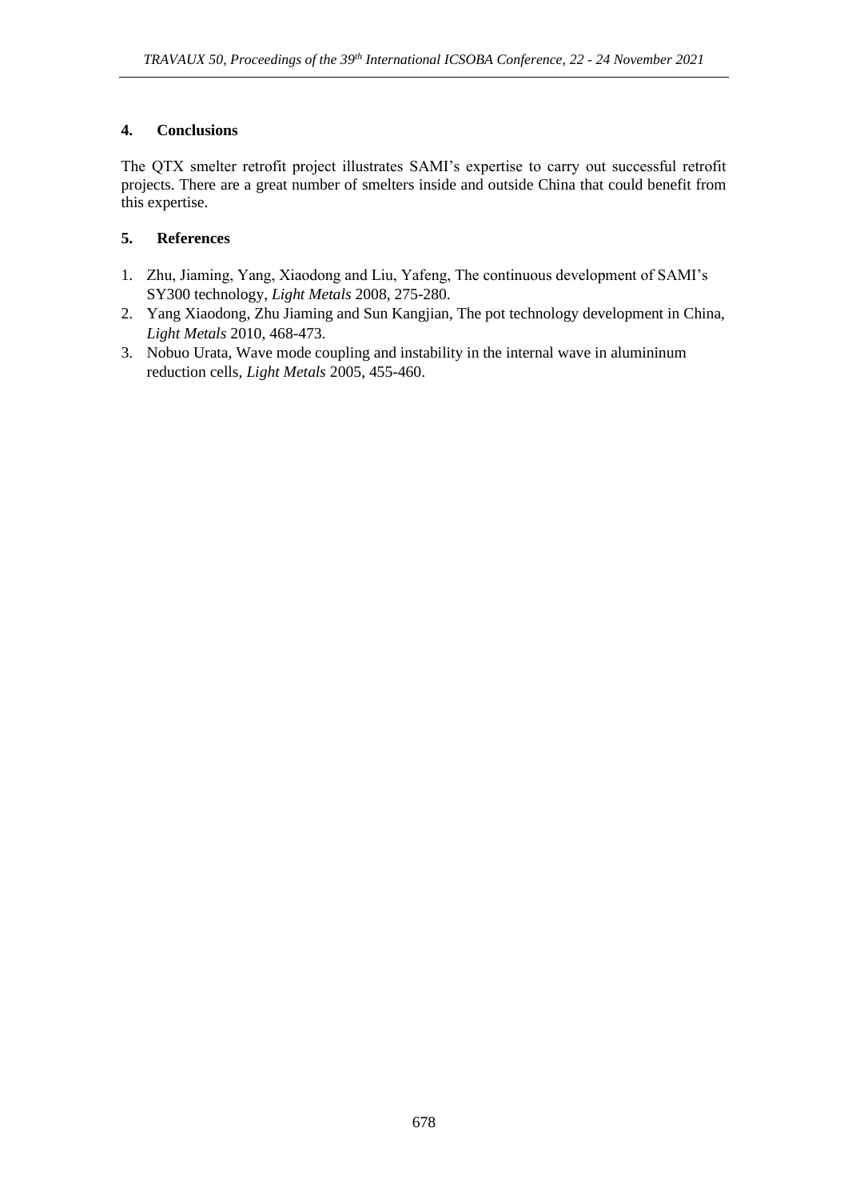## 4. Conclusions

The QTX smelter retrofit project illustrates SAMI's expertise to carry out successful retrofit projects. There are a great number of smelters inside and outside China that could benefit from this expertise.

## 5. References

1. Zhu, Jiaming, Yang, Xiaodong and Liu, Yafeng, The continuous development of SAMI's SY300 technology, *Light Metals* 2008, 275-280.
2. Yang Xiaodong, Zhu Jiaming and Sun Kangjian, The pot technology development in China, *Light Metals* 2010, 468-473.
3. Nobuo Urata, Wave mode coupling and instability in the internal wave in alumininum reduction cells, *Light Metals* 2005, 455-460.